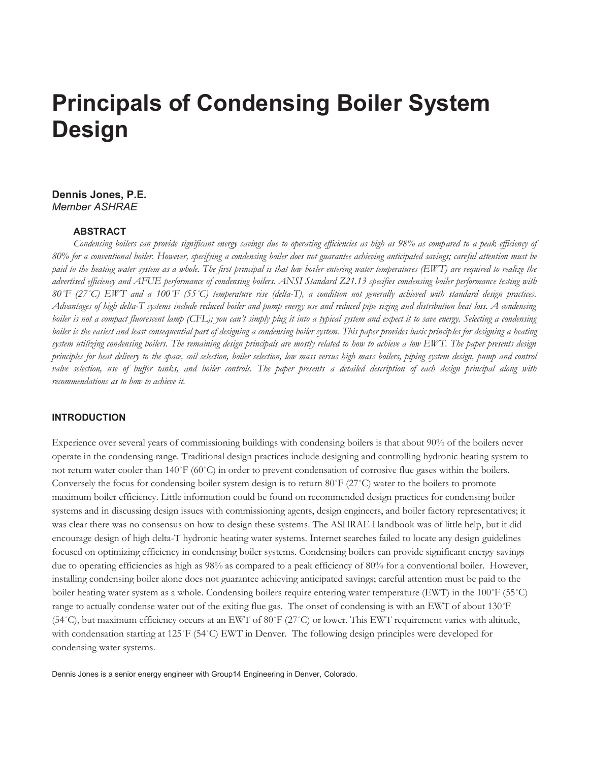# Principals of Condensing Boiler System Design

**Dennis Jones, P.E.**
*Member ASHRAE*

### ABSTRACT

*Condensing boilers can provide significant energy savings due to operating efficiencies as high as 98% as compared to a peak efficiency of 80% for a conventional boiler. However, specifying a condensing boiler does not guarantee achieving anticipated savings; careful attention must be paid to the heating water system as a whole. The first principal is that low boiler entering water temperatures (EWT) are required to realize the advertised efficiency and AFUE performance of condensing boilers. ANSI Standard Z21.13 specifies condensing boiler performance testing with 80˚F (27˚C) EWT and a 100˚F (55˚C) temperature rise (delta-T), a condition not generally achieved with standard design practices. Advantages of high delta-T systems include reduced boiler and pump energy use and reduced pipe sizing and distribution heat loss. A condensing boiler is not a compact fluorescent lamp (CFL); you can't simply plug it into a typical system and expect it to save energy. Selecting a condensing boiler is the easiest and least consequential part of designing a condensing boiler system. This paper provides basic principles for designing a heating system utilizing condensing boilers. The remaining design principals are mostly related to how to achieve a low EWT. The paper presents design principles for heat delivery to the space, coil selection, boiler selection, low mass versus high mass boilers, piping system design, pump and control valve selection, use of buffer tanks, and boiler controls. The paper presents a detailed description of each design principal along with recommendations as to how to achieve it.*

## INTRODUCTION

Experience over several years of commissioning buildings with condensing boilers is that about 90% of the boilers never operate in the condensing range. Traditional design practices include designing and controlling hydronic heating system to not return water cooler than 140˚F (60˚C) in order to prevent condensation of corrosive flue gases within the boilers. Conversely the focus for condensing boiler system design is to return 80˚F (27˚C) water to the boilers to promote maximum boiler efficiency. Little information could be found on recommended design practices for condensing boiler systems and in discussing design issues with commissioning agents, design engineers, and boiler factory representatives; it was clear there was no consensus on how to design these systems. The ASHRAE Handbook was of little help, but it did encourage design of high delta-T hydronic heating water systems. Internet searches failed to locate any design guidelines focused on optimizing efficiency in condensing boiler systems. Condensing boilers can provide significant energy savings due to operating efficiencies as high as 98% as compared to a peak efficiency of 80% for a conventional boiler. However, installing condensing boiler alone does not guarantee achieving anticipated savings; careful attention must be paid to the boiler heating water system as a whole. Condensing boilers require entering water temperature (EWT) in the 100˚F (55˚C) range to actually condense water out of the exiting flue gas. The onset of condensing is with an EWT of about 130˚F (54˚C), but maximum efficiency occurs at an EWT of 80˚F (27˚C) or lower. This EWT requirement varies with altitude, with condensation starting at 125˚F (54˚C) EWT in Denver. The following design principles were developed for condensing water systems.

Dennis Jones is a senior energy engineer with Group14 Engineering in Denver, Colorado.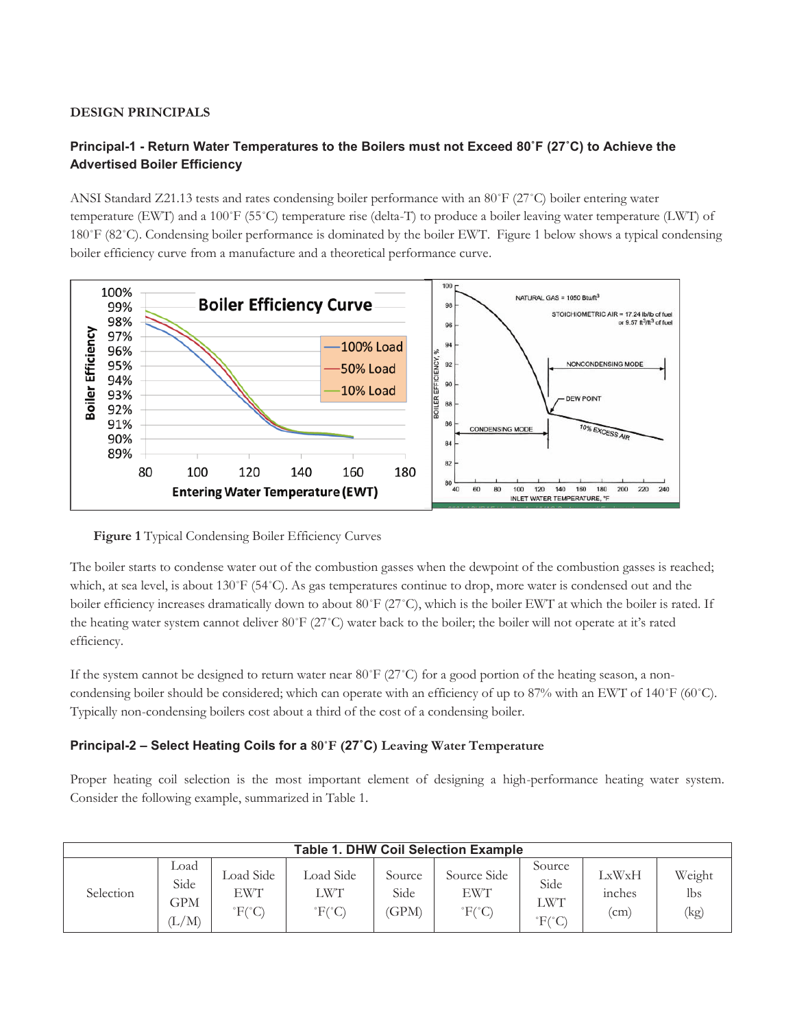**DESIGN PRINCIPALS**

### Principal-1 - Return Water Temperatures to the Boilers must not Exceed 80˚F (27˚C) to Achieve the Advertised Boiler Efficiency

ANSI Standard Z21.13 tests and rates condensing boiler performance with an 80˚F (27˚C) boiler entering water temperature (EWT) and a 100˚F (55˚C) temperature rise (delta-T) to produce a boiler leaving water temperature (LWT) of 180˚F (82˚C). Condensing boiler performance is dominated by the boiler EWT. Figure 1 below shows a typical condensing boiler efficiency curve from a manufacture and a theoretical performance curve.

**Figure 1** Typical Condensing Boiler Efficiency Curves

The boiler starts to condense water out of the combustion gasses when the dewpoint of the combustion gasses is reached; which, at sea level, is about 130˚F (54˚C). As gas temperatures continue to drop, more water is condensed out and the boiler efficiency increases dramatically down to about 80˚F (27˚C), which is the boiler EWT at which the boiler is rated. If the heating water system cannot deliver 80˚F (27˚C) water back to the boiler; the boiler will not operate at it's rated efficiency.

If the system cannot be designed to return water near 80˚F (27˚C) for a good portion of the heating season, a non-condensing boiler should be considered; which can operate with an efficiency of up to 87% with an EWT of 140˚F (60˚C). Typically non-condensing boilers cost about a third of the cost of a condensing boiler.

### Principal-2 – Select Heating Coils for a 80˚F (27˚C) Leaving Water Temperature

Proper heating coil selection is the most important element of designing a high-performance heating water system. Consider the following example, summarized in Table 1.

**Table 1. DHW Coil Selection Example**

| Selection | Load Side GPM (L/M) | Load Side EWT ˚F(˚C) | Load Side LWT ˚F(˚C) | Source Side (GPM) | Source Side EWT ˚F(˚C) | Source Side LWT ˚F(˚C) | LxWxH inches (cm) | Weight lbs (kg) |
|---|---|---|---|---|---|---|---|---|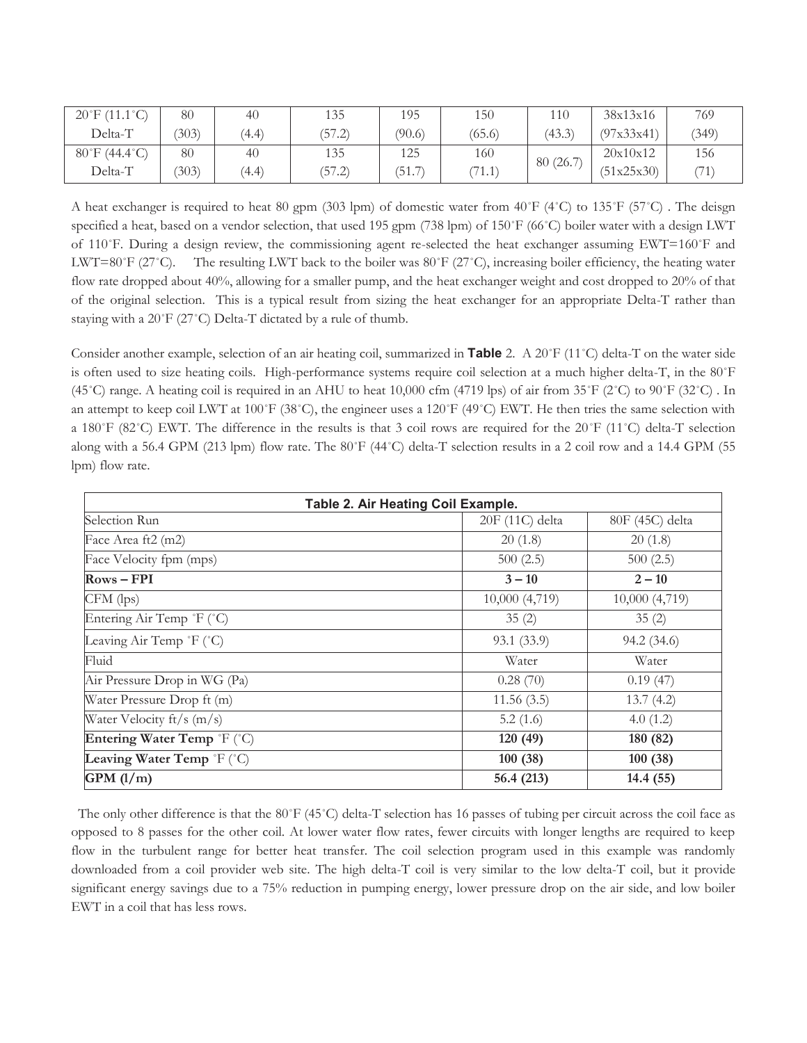| 20˚F (11.1˚C) Delta-T | 80 (303) | 40 (4.4) | 135 (57.2) | 195 (90.6) | 150 (65.6) | 110 (43.3) | 38x13x16 (97x33x41) | 769 (349) |
|---|---|---|---|---|---|---|---|---|
| 80˚F (44.4˚C) Delta-T | 80 (303) | 40 (4.4) | 135 (57.2) | 125 (51.7) | 160 (71.1) | 80 (26.7) | 20x10x12 (51x25x30) | 156 (71) |

A heat exchanger is required to heat 80 gpm (303 lpm) of domestic water from 40˚F (4˚C) to 135˚F (57˚C) . The deisgn specified a heat, based on a vendor selection, that used 195 gpm (738 lpm) of 150˚F (66˚C) boiler water with a design LWT of 110˚F. During a design review, the commissioning agent re-selected the heat exchanger assuming EWT=160˚F and LWT=80˚F (27˚C). The resulting LWT back to the boiler was 80˚F (27˚C), increasing boiler efficiency, the heating water flow rate dropped about 40%, allowing for a smaller pump, and the heat exchanger weight and cost dropped to 20% of that of the original selection. This is a typical result from sizing the heat exchanger for an appropriate Delta-T rather than staying with a 20˚F (27˚C) Delta-T dictated by a rule of thumb.

Consider another example, selection of an air heating coil, summarized in **Table** 2. A 20˚F (11˚C) delta-T on the water side is often used to size heating coils. High-performance systems require coil selection at a much higher delta-T, in the 80˚F (45˚C) range. A heating coil is required in an AHU to heat 10,000 cfm (4719 lps) of air from 35˚F (2˚C) to 90˚F (32˚C) . In an attempt to keep coil LWT at 100˚F (38˚C), the engineer uses a 120˚F (49˚C) EWT. He then tries the same selection with a 180˚F (82˚C) EWT. The difference in the results is that 3 coil rows are required for the 20˚F (11˚C) delta-T selection along with a 56.4 GPM (213 lpm) flow rate. The 80˚F (44˚C) delta-T selection results in a 2 coil row and a 14.4 GPM (55 lpm) flow rate.

**Table 2. Air Heating Coil Example.**

| Selection Run | 20F (11C) delta | 80F (45C) delta |
|---|---|---|
| Face Area ft2 (m2) | 20 (1.8) | 20 (1.8) |
| Face Velocity fpm (mps) | 500 (2.5) | 500 (2.5) |
| **Rows – FPI** | **3 – 10** | **2 – 10** |
| CFM (lps) | 10,000 (4,719) | 10,000 (4,719) |
| Entering Air Temp ˚F (˚C) | 35 (2) | 35 (2) |
| Leaving Air Temp ˚F (˚C) | 93.1 (33.9) | 94.2 (34.6) |
| Fluid | Water | Water |
| Air Pressure Drop in WG (Pa) | 0.28 (70) | 0.19 (47) |
| Water Pressure Drop ft (m) | 11.56 (3.5) | 13.7 (4.2) |
| Water Velocity ft/s (m/s) | 5.2 (1.6) | 4.0 (1.2) |
| **Entering Water Temp ˚F (˚C)** | **120 (49)** | **180 (82)** |
| **Leaving Water Temp ˚F (˚C)** | **100 (38)** | **100 (38)** |
| **GPM (l/m)** | **56.4 (213)** | **14.4 (55)** |

The only other difference is that the 80˚F (45˚C) delta-T selection has 16 passes of tubing per circuit across the coil face as opposed to 8 passes for the other coil. At lower water flow rates, fewer circuits with longer lengths are required to keep flow in the turbulent range for better heat transfer. The coil selection program used in this example was randomly downloaded from a coil provider web site. The high delta-T coil is very similar to the low delta-T coil, but it provide significant energy savings due to a 75% reduction in pumping energy, lower pressure drop on the air side, and low boiler EWT in a coil that has less rows.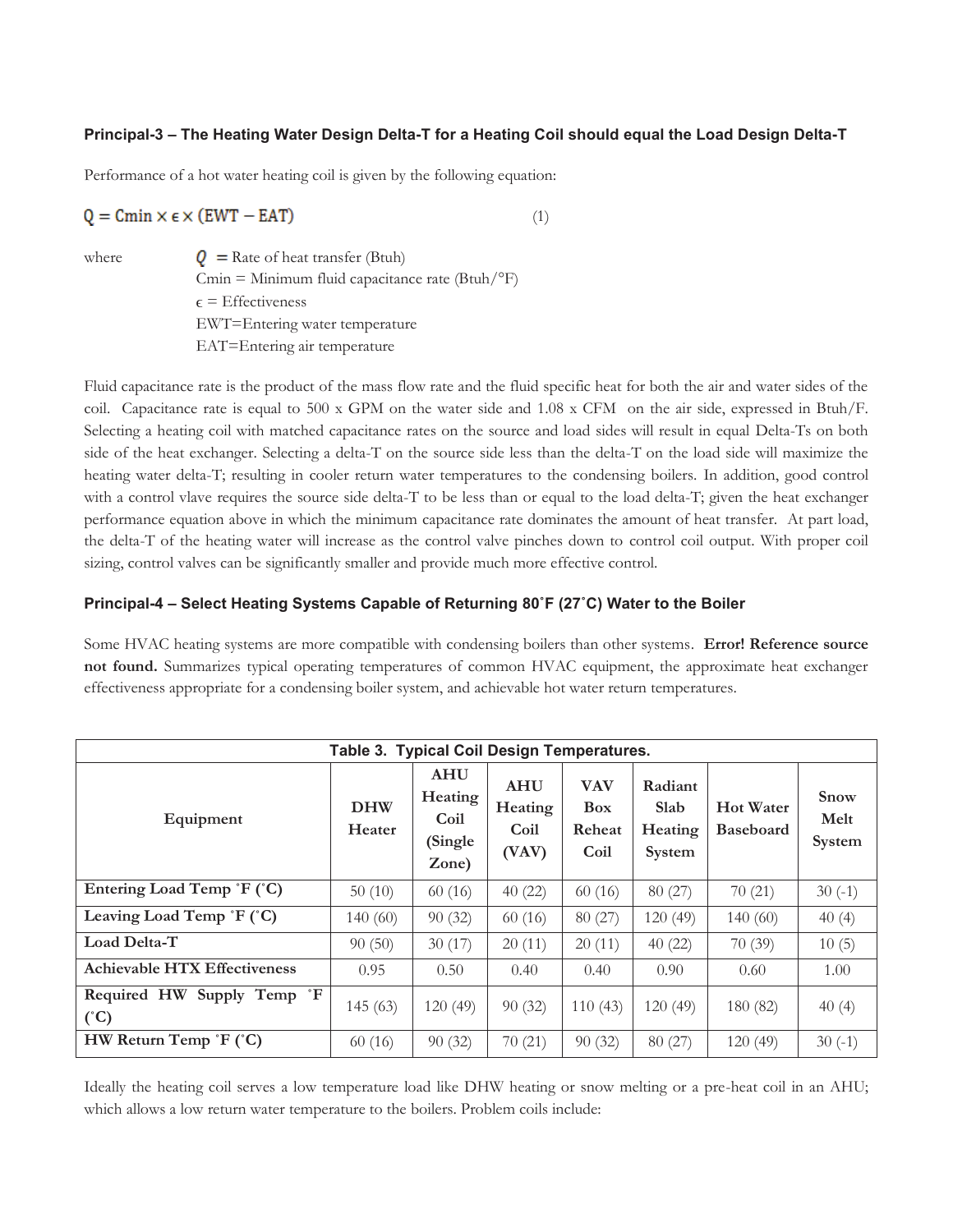### Principal-3 – The Heating Water Design Delta-T for a Heating Coil should equal the Load Design Delta-T

Performance of a hot water heating coil is given by the following equation:

$$Q = Cmin \times \epsilon \times (EWT - EAT) \quad (1)$$

where $Q$ = Rate of heat transfer (Btuh)
Cmin = Minimum fluid capacitance rate (Btuh/°F)
$\epsilon$ = Effectiveness
EWT=Entering water temperature
EAT=Entering air temperature

Fluid capacitance rate is the product of the mass flow rate and the fluid specific heat for both the air and water sides of the coil. Capacitance rate is equal to 500 x GPM on the water side and 1.08 x CFM on the air side, expressed in Btuh/F. Selecting a heating coil with matched capacitance rates on the source and load sides will result in equal Delta-Ts on both side of the heat exchanger. Selecting a delta-T on the source side less than the delta-T on the load side will maximize the heating water delta-T; resulting in cooler return water temperatures to the condensing boilers. In addition, good control with a control vlave requires the source side delta-T to be less than or equal to the load delta-T; given the heat exchanger performance equation above in which the minimum capacitance rate dominates the amount of heat transfer. At part load, the delta-T of the heating water will increase as the control valve pinches down to control coil output. With proper coil sizing, control valves can be significantly smaller and provide much more effective control.

### Principal-4 – Select Heating Systems Capable of Returning 80˚F (27˚C) Water to the Boiler

Some HVAC heating systems are more compatible with condensing boilers than other systems. **Error! Reference source not found.** Summarizes typical operating temperatures of common HVAC equipment, the approximate heat exchanger effectiveness appropriate for a condensing boiler system, and achievable hot water return temperatures.

**Table 3. Typical Coil Design Temperatures.**

| Equipment | DHW Heater | AHU Heating Coil (Single Zone) | AHU Heating Coil (VAV) | VAV Box Reheat Coil | Radiant Slab Heating System | Hot Water Baseboard | Snow Melt System |
|---|---|---|---|---|---|---|---|
| Entering Load Temp ˚F (˚C) | 50 (10) | 60 (16) | 40 (22) | 60 (16) | 80 (27) | 70 (21) | 30 (-1) |
| Leaving Load Temp ˚F (˚C) | 140 (60) | 90 (32) | 60 (16) | 80 (27) | 120 (49) | 140 (60) | 40 (4) |
| Load Delta-T | 90 (50) | 30 (17) | 20 (11) | 20 (11) | 40 (22) | 70 (39) | 10 (5) |
| Achievable HTX Effectiveness | 0.95 | 0.50 | 0.40 | 0.40 | 0.90 | 0.60 | 1.00 |
| Required HW Supply Temp ˚F (˚C) | 145 (63) | 120 (49) | 90 (32) | 110 (43) | 120 (49) | 180 (82) | 40 (4) |
| HW Return Temp ˚F (˚C) | 60 (16) | 90 (32) | 70 (21) | 90 (32) | 80 (27) | 120 (49) | 30 (-1) |

Ideally the heating coil serves a low temperature load like DHW heating or snow melting or a pre-heat coil in an AHU; which allows a low return water temperature to the boilers. Problem coils include: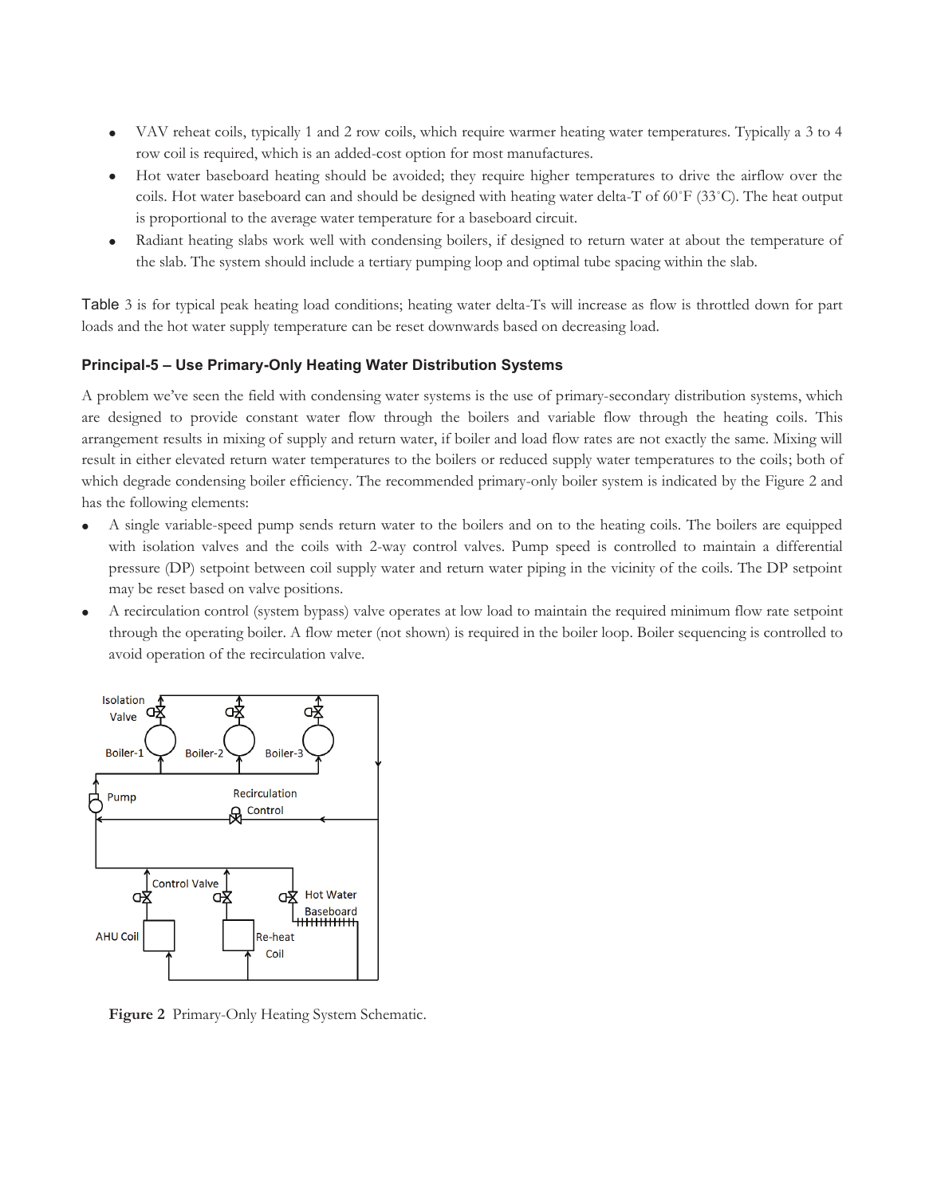- VAV reheat coils, typically 1 and 2 row coils, which require warmer heating water temperatures. Typically a 3 to 4 row coil is required, which is an added-cost option for most manufactures.
- Hot water baseboard heating should be avoided; they require higher temperatures to drive the airflow over the coils. Hot water baseboard can and should be designed with heating water delta-T of 60˚F (33˚C). The heat output is proportional to the average water temperature for a baseboard circuit.
- Radiant heating slabs work well with condensing boilers, if designed to return water at about the temperature of the slab. The system should include a tertiary pumping loop and optimal tube spacing within the slab.

Table 3 is for typical peak heating load conditions; heating water delta-Ts will increase as flow is throttled down for part loads and the hot water supply temperature can be reset downwards based on decreasing load.

### Principal-5 – Use Primary-Only Heating Water Distribution Systems

A problem we've seen the field with condensing water systems is the use of primary-secondary distribution systems, which are designed to provide constant water flow through the boilers and variable flow through the heating coils. This arrangement results in mixing of supply and return water, if boiler and load flow rates are not exactly the same. Mixing will result in either elevated return water temperatures to the boilers or reduced supply water temperatures to the coils; both of which degrade condensing boiler efficiency. The recommended primary-only boiler system is indicated by the Figure 2 and has the following elements:

- A single variable-speed pump sends return water to the boilers and on to the heating coils. The boilers are equipped with isolation valves and the coils with 2-way control valves. Pump speed is controlled to maintain a differential pressure (DP) setpoint between coil supply water and return water piping in the vicinity of the coils. The DP setpoint may be reset based on valve positions.
- A recirculation control (system bypass) valve operates at low load to maintain the required minimum flow rate setpoint through the operating boiler. A flow meter (not shown) is required in the boiler loop. Boiler sequencing is controlled to avoid operation of the recirculation valve.

**Figure 2** Primary-Only Heating System Schematic.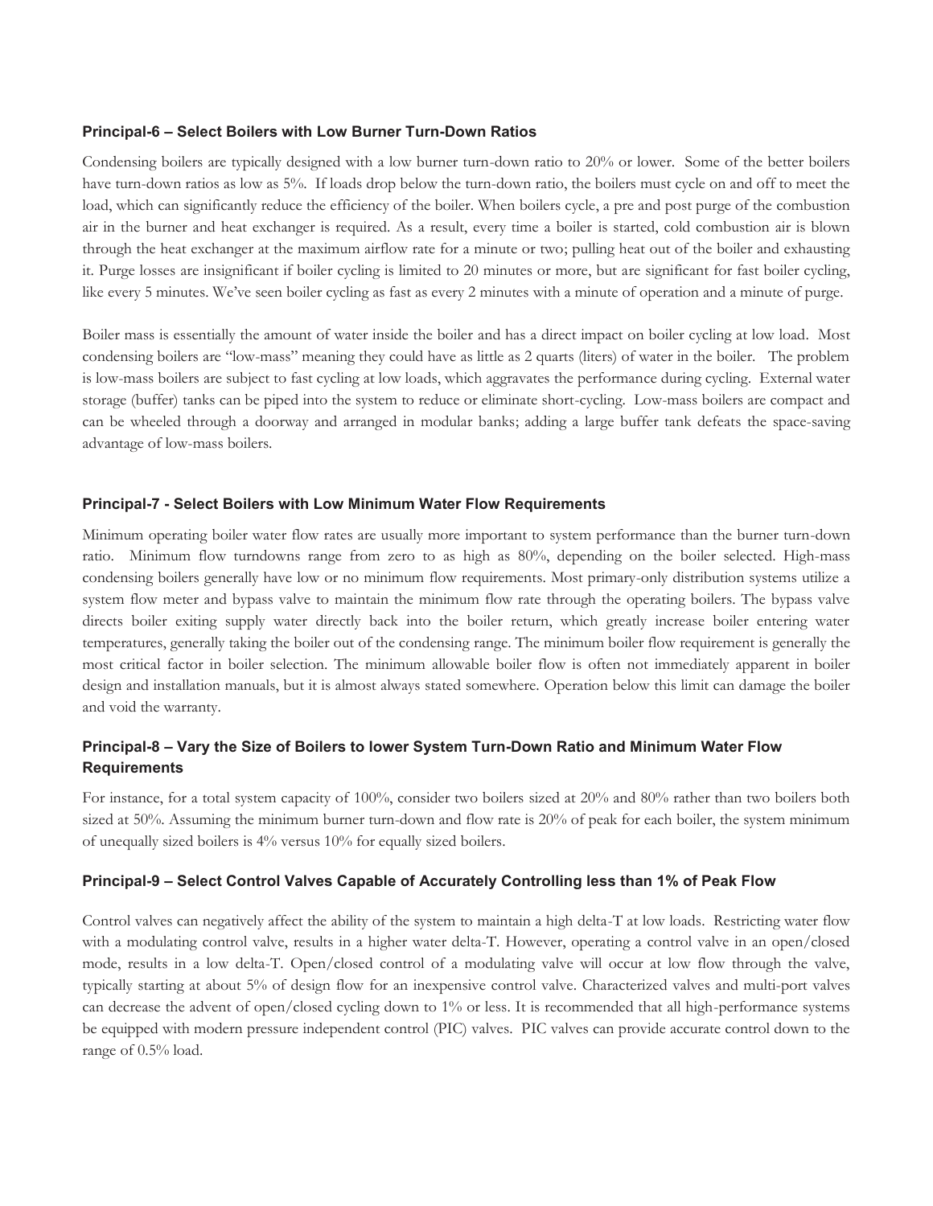### Principal-6 – Select Boilers with Low Burner Turn-Down Ratios

Condensing boilers are typically designed with a low burner turn-down ratio to 20% or lower. Some of the better boilers have turn-down ratios as low as 5%. If loads drop below the turn-down ratio, the boilers must cycle on and off to meet the load, which can significantly reduce the efficiency of the boiler. When boilers cycle, a pre and post purge of the combustion air in the burner and heat exchanger is required. As a result, every time a boiler is started, cold combustion air is blown through the heat exchanger at the maximum airflow rate for a minute or two; pulling heat out of the boiler and exhausting it. Purge losses are insignificant if boiler cycling is limited to 20 minutes or more, but are significant for fast boiler cycling, like every 5 minutes. We've seen boiler cycling as fast as every 2 minutes with a minute of operation and a minute of purge.

Boiler mass is essentially the amount of water inside the boiler and has a direct impact on boiler cycling at low load. Most condensing boilers are "low-mass" meaning they could have as little as 2 quarts (liters) of water in the boiler. The problem is low-mass boilers are subject to fast cycling at low loads, which aggravates the performance during cycling. External water storage (buffer) tanks can be piped into the system to reduce or eliminate short-cycling. Low-mass boilers are compact and can be wheeled through a doorway and arranged in modular banks; adding a large buffer tank defeats the space-saving advantage of low-mass boilers.

### Principal-7 - Select Boilers with Low Minimum Water Flow Requirements

Minimum operating boiler water flow rates are usually more important to system performance than the burner turn-down ratio. Minimum flow turndowns range from zero to as high as 80%, depending on the boiler selected. High-mass condensing boilers generally have low or no minimum flow requirements. Most primary-only distribution systems utilize a system flow meter and bypass valve to maintain the minimum flow rate through the operating boilers. The bypass valve directs boiler exiting supply water directly back into the boiler return, which greatly increase boiler entering water temperatures, generally taking the boiler out of the condensing range. The minimum boiler flow requirement is generally the most critical factor in boiler selection. The minimum allowable boiler flow is often not immediately apparent in boiler design and installation manuals, but it is almost always stated somewhere. Operation below this limit can damage the boiler and void the warranty.

### Principal-8 – Vary the Size of Boilers to lower System Turn-Down Ratio and Minimum Water Flow Requirements

For instance, for a total system capacity of 100%, consider two boilers sized at 20% and 80% rather than two boilers both sized at 50%. Assuming the minimum burner turn-down and flow rate is 20% of peak for each boiler, the system minimum of unequally sized boilers is 4% versus 10% for equally sized boilers.

### Principal-9 – Select Control Valves Capable of Accurately Controlling less than 1% of Peak Flow

Control valves can negatively affect the ability of the system to maintain a high delta-T at low loads. Restricting water flow with a modulating control valve, results in a higher water delta-T. However, operating a control valve in an open/closed mode, results in a low delta-T. Open/closed control of a modulating valve will occur at low flow through the valve, typically starting at about 5% of design flow for an inexpensive control valve. Characterized valves and multi-port valves can decrease the advent of open/closed cycling down to 1% or less. It is recommended that all high-performance systems be equipped with modern pressure independent control (PIC) valves. PIC valves can provide accurate control down to the range of 0.5% load.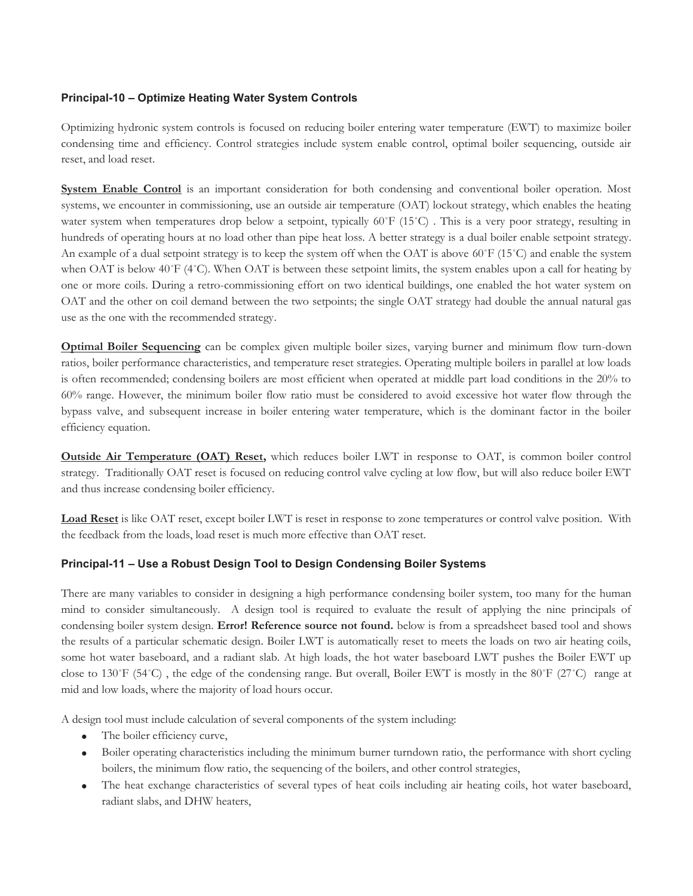### Principal-10 – Optimize Heating Water System Controls

Optimizing hydronic system controls is focused on reducing boiler entering water temperature (EWT) to maximize boiler condensing time and efficiency. Control strategies include system enable control, optimal boiler sequencing, outside air reset, and load reset.

**System Enable Control** is an important consideration for both condensing and conventional boiler operation. Most systems, we encounter in commissioning, use an outside air temperature (OAT) lockout strategy, which enables the heating water system when temperatures drop below a setpoint, typically 60˚F (15˚C) . This is a very poor strategy, resulting in hundreds of operating hours at no load other than pipe heat loss. A better strategy is a dual boiler enable setpoint strategy. An example of a dual setpoint strategy is to keep the system off when the OAT is above 60˚F (15˚C) and enable the system when OAT is below 40˚F (4˚C). When OAT is between these setpoint limits, the system enables upon a call for heating by one or more coils. During a retro-commissioning effort on two identical buildings, one enabled the hot water system on OAT and the other on coil demand between the two setpoints; the single OAT strategy had double the annual natural gas use as the one with the recommended strategy.

**Optimal Boiler Sequencing** can be complex given multiple boiler sizes, varying burner and minimum flow turn-down ratios, boiler performance characteristics, and temperature reset strategies. Operating multiple boilers in parallel at low loads is often recommended; condensing boilers are most efficient when operated at middle part load conditions in the 20% to 60% range. However, the minimum boiler flow ratio must be considered to avoid excessive hot water flow through the bypass valve, and subsequent increase in boiler entering water temperature, which is the dominant factor in the boiler efficiency equation.

**Outside Air Temperature (OAT) Reset,** which reduces boiler LWT in response to OAT, is common boiler control strategy. Traditionally OAT reset is focused on reducing control valve cycling at low flow, but will also reduce boiler EWT and thus increase condensing boiler efficiency.

**Load Reset** is like OAT reset, except boiler LWT is reset in response to zone temperatures or control valve position. With the feedback from the loads, load reset is much more effective than OAT reset.

### Principal-11 – Use a Robust Design Tool to Design Condensing Boiler Systems

There are many variables to consider in designing a high performance condensing boiler system, too many for the human mind to consider simultaneously. A design tool is required to evaluate the result of applying the nine principals of condensing boiler system design. **Error! Reference source not found.** below is from a spreadsheet based tool and shows the results of a particular schematic design. Boiler LWT is automatically reset to meets the loads on two air heating coils, some hot water baseboard, and a radiant slab. At high loads, the hot water baseboard LWT pushes the Boiler EWT up close to 130˚F (54˚C) , the edge of the condensing range. But overall, Boiler EWT is mostly in the 80˚F (27˚C) range at mid and low loads, where the majority of load hours occur.

A design tool must include calculation of several components of the system including:

- The boiler efficiency curve,
- Boiler operating characteristics including the minimum burner turndown ratio, the performance with short cycling boilers, the minimum flow ratio, the sequencing of the boilers, and other control strategies,
- The heat exchange characteristics of several types of heat coils including air heating coils, hot water baseboard, radiant slabs, and DHW heaters,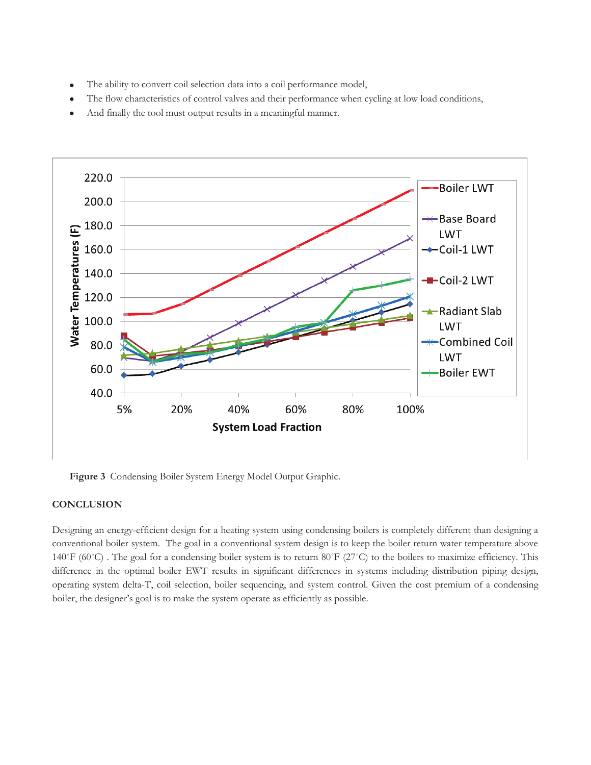- The ability to convert coil selection data into a coil performance model,
- The flow characteristics of control valves and their performance when cycling at low load conditions,
- And finally the tool must output results in a meaningful manner.

220.0
200.0
180.0
160.0
140.0
120.0
100.0
80.0
60.0
40.0

Water Temperatures (F)

5%
20%
40%
60%
80%
100%

System Load Fraction

Boiler LWT
Base Board LWT
Coil-1 LWT
Coil-2 LWT
Radiant Slab LWT
Combined Coil LWT
Boiler EWT

**Figure 3** Condensing Boiler System Energy Model Output Graphic.

## CONCLUSION

Designing an energy-efficient design for a heating system using condensing boilers is completely different than designing a conventional boiler system. The goal in a conventional system design is to keep the boiler return water temperature above 140˚F (60˚C) . The goal for a condensing boiler system is to return 80˚F (27˚C) to the boilers to maximize efficiency. This difference in the optimal boiler EWT results in significant differences in systems including distribution piping design, operating system delta-T, coil selection, boiler sequencing, and system control. Given the cost premium of a condensing boiler, the designer's goal is to make the system operate as efficiently as possible.